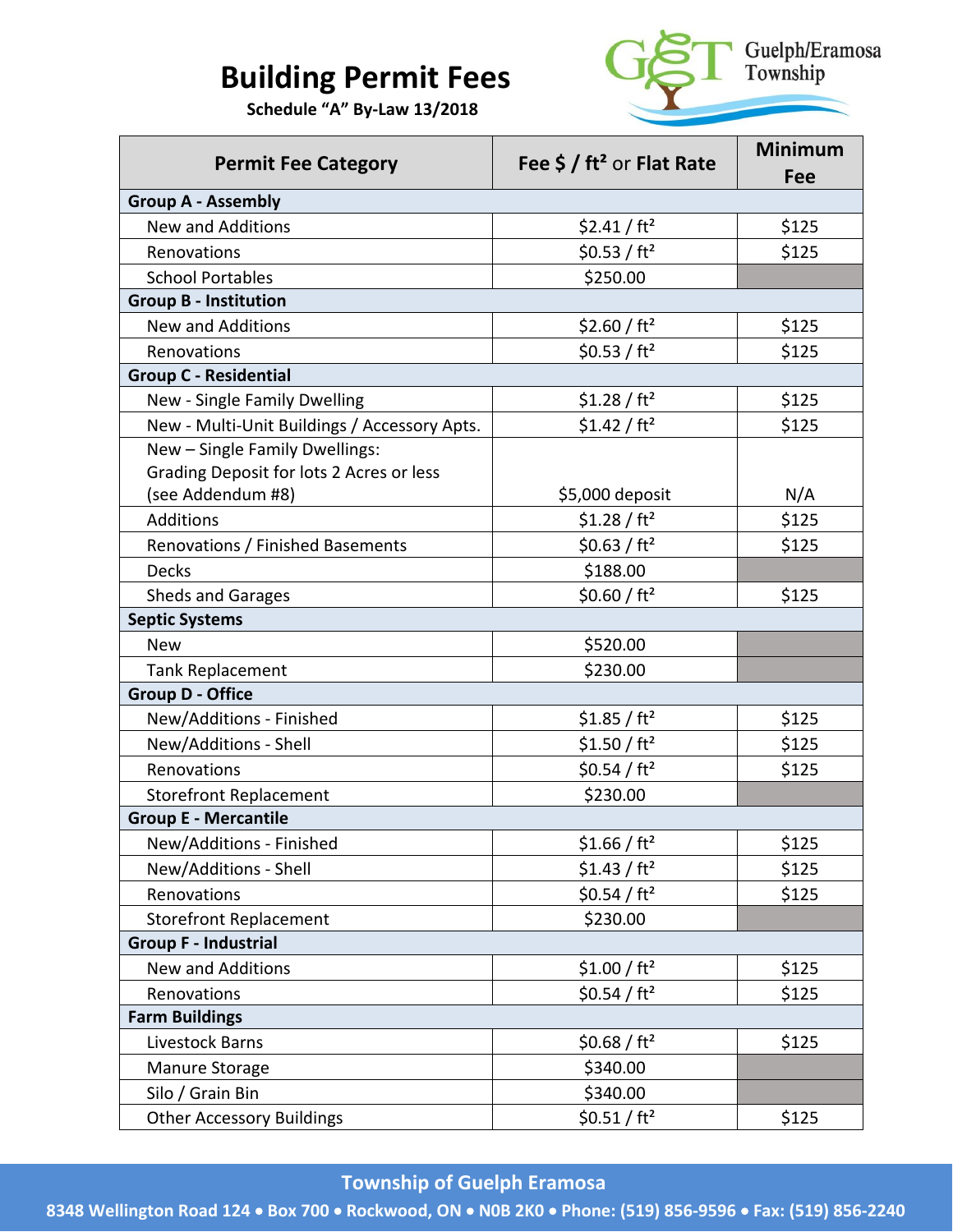# Building Permit Fees

**Schedule "A" By-Law 13/2018**

Guelph/Eramosa Township

| Permit Fee Category | Fee $ / ft² or Flat Rate | Minimum Fee |
|---|---|---|
| **Group A - Assembly** | | |
| New and Additions | $2.41 / ft² | $125 |
| Renovations | $0.53 / ft² | $125 |
| School Portables | $250.00 | |
| **Group B - Institution** | | |
| New and Additions | $2.60 / ft² | $125 |
| Renovations | $0.53 / ft² | $125 |
| **Group C - Residential** | | |
| New - Single Family Dwelling | $1.28 / ft² | $125 |
| New - Multi-Unit Buildings / Accessory Apts. | $1.42 / ft² | $125 |
| New – Single Family Dwellings: Grading Deposit for lots 2 Acres or less (see Addendum #8) | $5,000 deposit | N/A |
| Additions | $1.28 / ft² | $125 |
| Renovations / Finished Basements | $0.63 / ft² | $125 |
| Decks | $188.00 | |
| Sheds and Garages | $0.60 / ft² | $125 |
| **Septic Systems** | | |
| New | $520.00 | |
| Tank Replacement | $230.00 | |
| **Group D - Office** | | |
| New/Additions - Finished | $1.85 / ft² | $125 |
| New/Additions - Shell | $1.50 / ft² | $125 |
| Renovations | $0.54 / ft² | $125 |
| Storefront Replacement | $230.00 | |
| **Group E - Mercantile** | | |
| New/Additions - Finished | $1.66 / ft² | $125 |
| New/Additions - Shell | $1.43 / ft² | $125 |
| Renovations | $0.54 / ft² | $125 |
| Storefront Replacement | $230.00 | |
| **Group F - Industrial** | | |
| New and Additions | $1.00 / ft² | $125 |
| Renovations | $0.54 / ft² | $125 |
| **Farm Buildings** | | |
| Livestock Barns | $0.68 / ft² | $125 |
| Manure Storage | $340.00 | |
| Silo / Grain Bin | $340.00 | |
| Other Accessory Buildings | $0.51 / ft² | $125 |

**Township of Guelph Eramosa**

**8348 Wellington Road 124 • Box 700 • Rockwood, ON • N0B 2K0 • Phone: (519) 856-9596 • Fax: (519) 856-2240**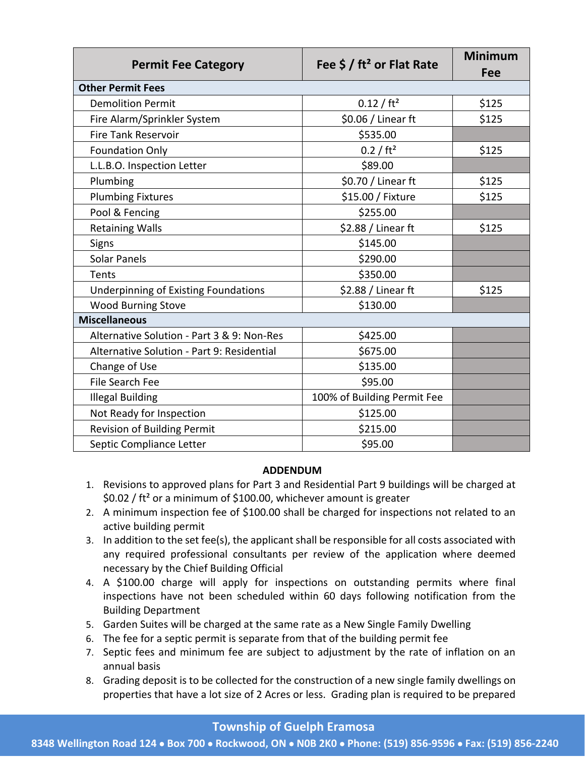| Permit Fee Category | Fee $ / ft² or Flat Rate | Minimum Fee |
|---|---|---|
| **Other Permit Fees** | | |
| Demolition Permit | 0.12 / ft² | $125 |
| Fire Alarm/Sprinkler System | $0.06 / Linear ft | $125 |
| Fire Tank Reservoir | $535.00 | |
| Foundation Only | 0.2 / ft² | $125 |
| L.L.B.O. Inspection Letter | $89.00 | |
| Plumbing | $0.70 / Linear ft | $125 |
| Plumbing Fixtures | $15.00 / Fixture | $125 |
| Pool & Fencing | $255.00 | |
| Retaining Walls | $2.88 / Linear ft | $125 |
| Signs | $145.00 | |
| Solar Panels | $290.00 | |
| Tents | $350.00 | |
| Underpinning of Existing Foundations | $2.88 / Linear ft | $125 |
| Wood Burning Stove | $130.00 | |
| **Miscellaneous** | | |
| Alternative Solution - Part 3 & 9: Non-Res | $425.00 | |
| Alternative Solution - Part 9: Residential | $675.00 | |
| Change of Use | $135.00 | |
| File Search Fee | $95.00 | |
| Illegal Building | 100% of Building Permit Fee | |
| Not Ready for Inspection | $125.00 | |
| Revision of Building Permit | $215.00 | |
| Septic Compliance Letter | $95.00 | |

**ADDENDUM**

1. Revisions to approved plans for Part 3 and Residential Part 9 buildings will be charged at $0.02 / ft² or a minimum of $100.00, whichever amount is greater
2. A minimum inspection fee of $100.00 shall be charged for inspections not related to an active building permit
3. In addition to the set fee(s), the applicant shall be responsible for all costs associated with any required professional consultants per review of the application where deemed necessary by the Chief Building Official
4. A $100.00 charge will apply for inspections on outstanding permits where final inspections have not been scheduled within 60 days following notification from the Building Department
5. Garden Suites will be charged at the same rate as a New Single Family Dwelling
6. The fee for a septic permit is separate from that of the building permit fee
7. Septic fees and minimum fee are subject to adjustment by the rate of inflation on an annual basis
8. Grading deposit is to be collected for the construction of a new single family dwellings on properties that have a lot size of 2 Acres or less. Grading plan is required to be prepared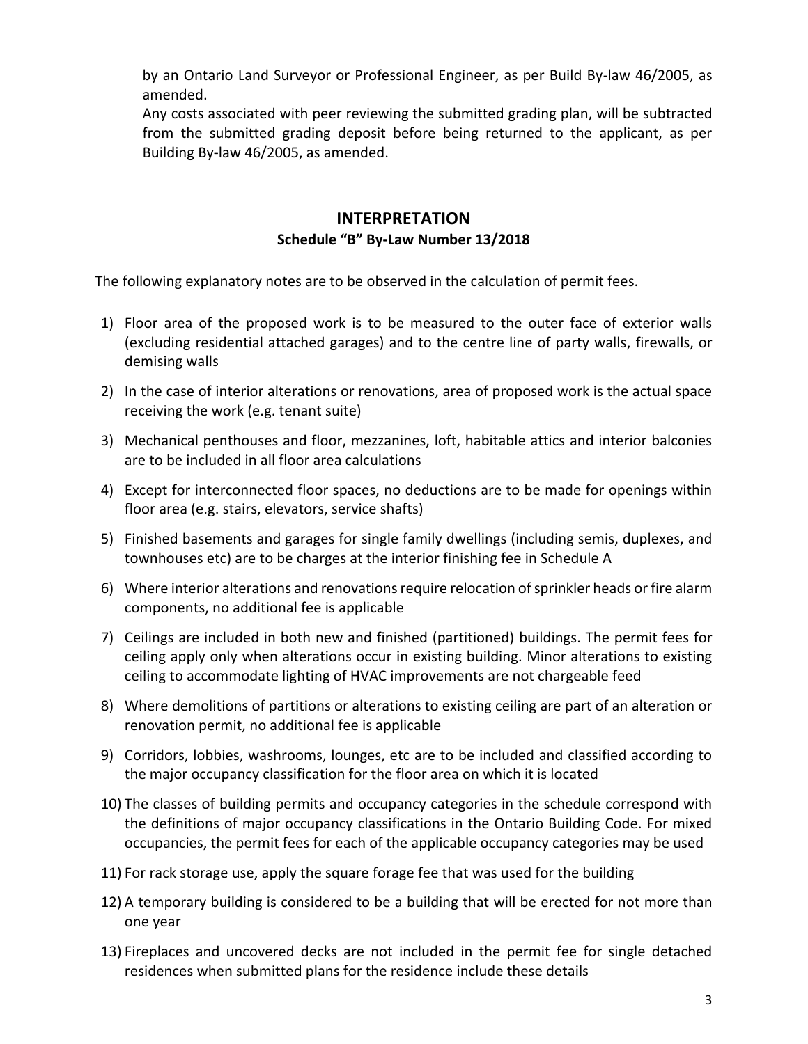by an Ontario Land Surveyor or Professional Engineer, as per Build By-law 46/2005, as amended.
Any costs associated with peer reviewing the submitted grading plan, will be subtracted from the submitted grading deposit before being returned to the applicant, as per Building By-law 46/2005, as amended.

## INTERPRETATION

### Schedule "B" By-Law Number 13/2018

The following explanatory notes are to be observed in the calculation of permit fees.

1) Floor area of the proposed work is to be measured to the outer face of exterior walls (excluding residential attached garages) and to the centre line of party walls, firewalls, or demising walls
2) In the case of interior alterations or renovations, area of proposed work is the actual space receiving the work (e.g. tenant suite)
3) Mechanical penthouses and floor, mezzanines, loft, habitable attics and interior balconies are to be included in all floor area calculations
4) Except for interconnected floor spaces, no deductions are to be made for openings within floor area (e.g. stairs, elevators, service shafts)
5) Finished basements and garages for single family dwellings (including semis, duplexes, and townhouses etc) are to be charges at the interior finishing fee in Schedule A
6) Where interior alterations and renovations require relocation of sprinkler heads or fire alarm components, no additional fee is applicable
7) Ceilings are included in both new and finished (partitioned) buildings. The permit fees for ceiling apply only when alterations occur in existing building. Minor alterations to existing ceiling to accommodate lighting of HVAC improvements are not chargeable feed
8) Where demolitions of partitions or alterations to existing ceiling are part of an alteration or renovation permit, no additional fee is applicable
9) Corridors, lobbies, washrooms, lounges, etc are to be included and classified according to the major occupancy classification for the floor area on which it is located
10) The classes of building permits and occupancy categories in the schedule correspond with the definitions of major occupancy classifications in the Ontario Building Code. For mixed occupancies, the permit fees for each of the applicable occupancy categories may be used
11) For rack storage use, apply the square forage fee that was used for the building
12) A temporary building is considered to be a building that will be erected for not more than one year
13) Fireplaces and uncovered decks are not included in the permit fee for single detached residences when submitted plans for the residence include these details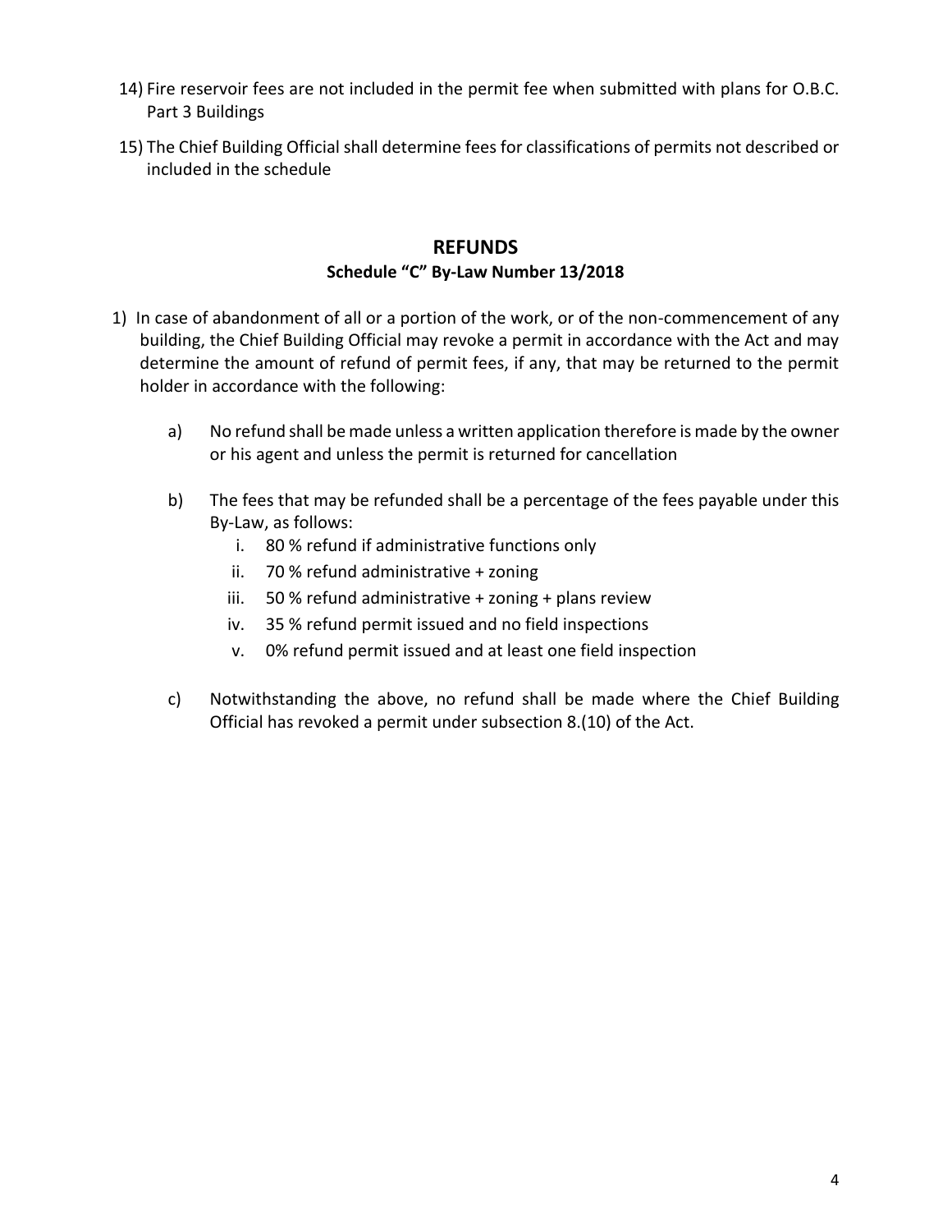14) Fire reservoir fees are not included in the permit fee when submitted with plans for O.B.C. Part 3 Buildings

15) The Chief Building Official shall determine fees for classifications of permits not described or included in the schedule

## REFUNDS

### Schedule "C" By-Law Number 13/2018

1) In case of abandonment of all or a portion of the work, or of the non-commencement of any building, the Chief Building Official may revoke a permit in accordance with the Act and may determine the amount of refund of permit fees, if any, that may be returned to the permit holder in accordance with the following:

   a) No refund shall be made unless a written application therefore is made by the owner or his agent and unless the permit is returned for cancellation

   b) The fees that may be refunded shall be a percentage of the fees payable under this By-Law, as follows:

      i. 80 % refund if administrative functions only
      ii. 70 % refund administrative + zoning
      iii. 50 % refund administrative + zoning + plans review
      iv. 35 % refund permit issued and no field inspections
      v. 0% refund permit issued and at least one field inspection

   c) Notwithstanding the above, no refund shall be made where the Chief Building Official has revoked a permit under subsection 8.(10) of the Act.